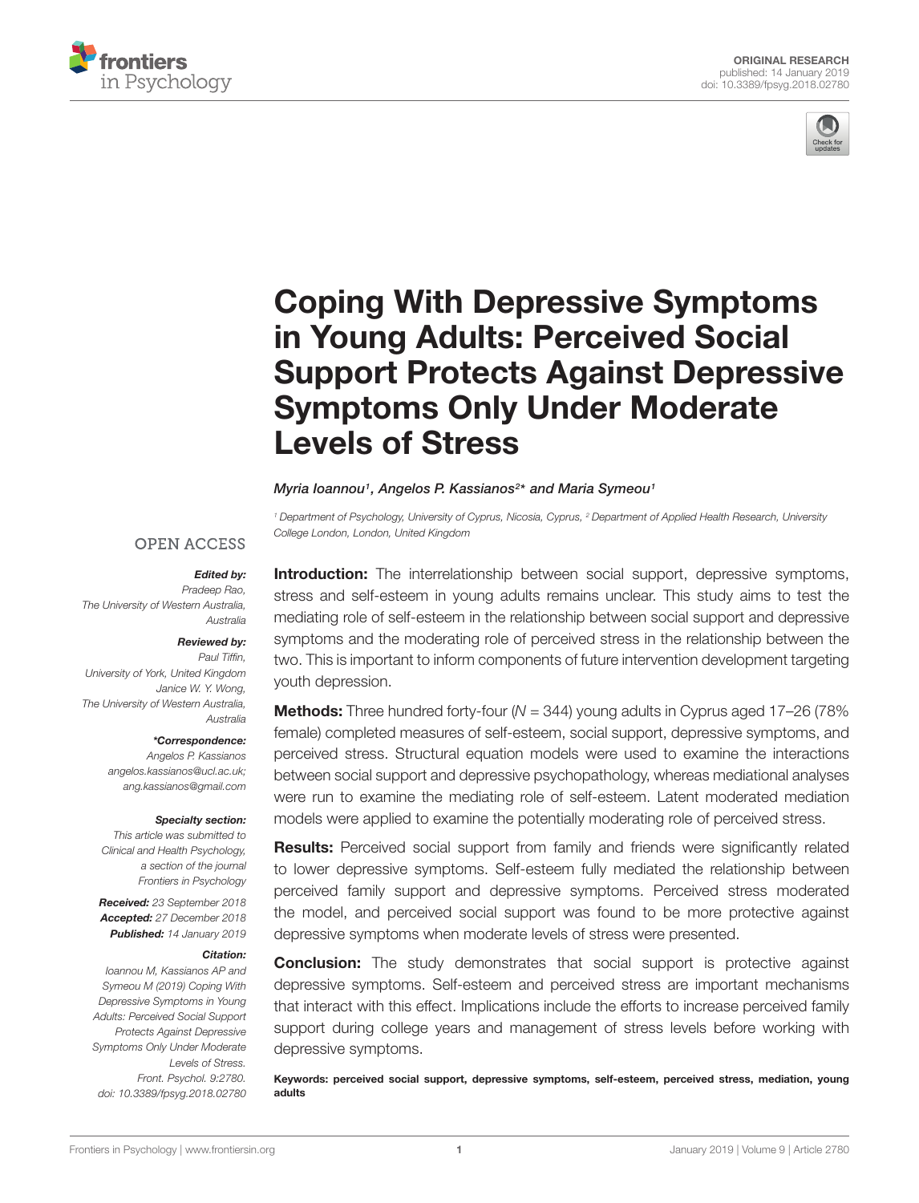ORIGINAL RESEARCH
published: 14 January 2019
doi: 10.3389/fpsyg.2018.02780

# Coping With Depressive Symptoms in Young Adults: Perceived Social Support Protects Against Depressive Symptoms Only Under Moderate Levels of Stress

*Myria Ioannou[1], Angelos P. Kassianos[2]\* and Maria Symeou[1]*

[1] Department of Psychology, University of Cyprus, Nicosia, Cyprus, [2] Department of Applied Health Research, University College London, London, United Kingdom

OPEN ACCESS

***Edited by:***
*Pradeep Rao, The University of Western Australia, Australia*

***Reviewed by:***
*Paul Tiffin, University of York, United Kingdom*
*Janice W. Y. Wong, The University of Western Australia, Australia*

***\*Correspondence:***
*Angelos P. Kassianos*
*angelos.kassianos@ucl.ac.uk; ang.kassianos@gmail.com*

***Specialty section:***
*This article was submitted to Clinical and Health Psychology, a section of the journal Frontiers in Psychology*

***Received:*** *23 September 2018*
***Accepted:*** *27 December 2018*
***Published:*** *14 January 2019*

***Citation:***
*Ioannou M, Kassianos AP and Symeou M (2019) Coping With Depressive Symptoms in Young Adults: Perceived Social Support Protects Against Depressive Symptoms Only Under Moderate Levels of Stress. Front. Psychol. 9:2780. doi: 10.3389/fpsyg.2018.02780*

**Introduction:** The interrelationship between social support, depressive symptoms, stress and self-esteem in young adults remains unclear. This study aims to test the mediating role of self-esteem in the relationship between social support and depressive symptoms and the moderating role of perceived stress in the relationship between the two. This is important to inform components of future intervention development targeting youth depression.

**Methods:** Three hundred forty-four ($N = 344$) young adults in Cyprus aged 17–26 (78% female) completed measures of self-esteem, social support, depressive symptoms, and perceived stress. Structural equation models were used to examine the interactions between social support and depressive psychopathology, whereas mediational analyses were run to examine the mediating role of self-esteem. Latent moderated mediation models were applied to examine the potentially moderating role of perceived stress.

**Results:** Perceived social support from family and friends were significantly related to lower depressive symptoms. Self-esteem fully mediated the relationship between perceived family support and depressive symptoms. Perceived stress moderated the model, and perceived social support was found to be more protective against depressive symptoms when moderate levels of stress were presented.

**Conclusion:** The study demonstrates that social support is protective against depressive symptoms. Self-esteem and perceived stress are important mechanisms that interact with this effect. Implications include the efforts to increase perceived family support during college years and management of stress levels before working with depressive symptoms.

**Keywords: perceived social support, depressive symptoms, self-esteem, perceived stress, mediation, young adults**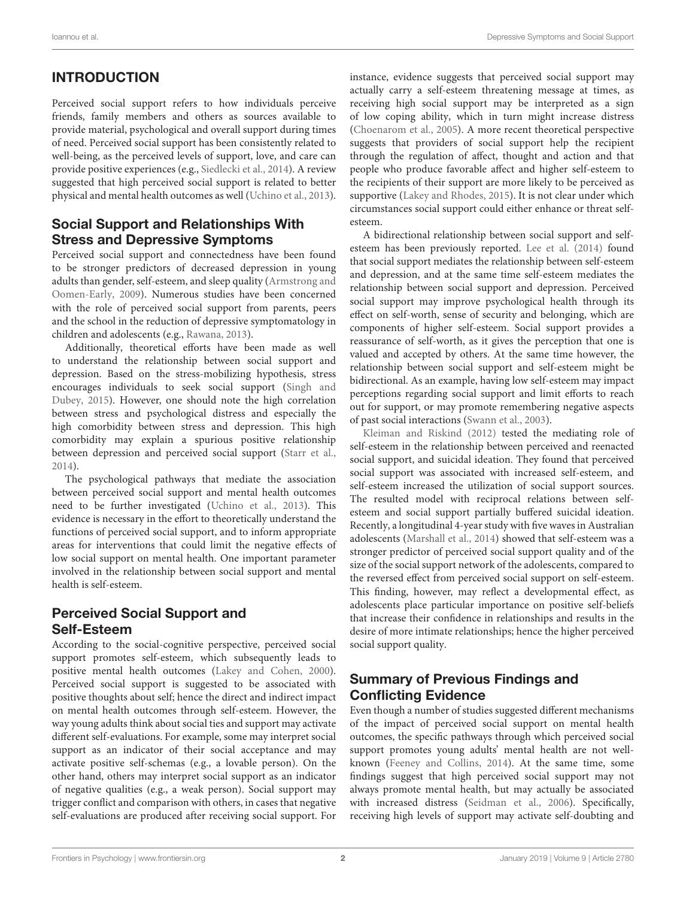## INTRODUCTION

Perceived social support refers to how individuals perceive friends, family members and others as sources available to provide material, psychological and overall support during times of need. Perceived social support has been consistently related to well-being, as the perceived levels of support, love, and care can provide positive experiences (e.g., Siedlecki et al., 2014). A review suggested that high perceived social support is related to better physical and mental health outcomes as well (Uchino et al., 2013).

### Social Support and Relationships With Stress and Depressive Symptoms

Perceived social support and connectedness have been found to be stronger predictors of decreased depression in young adults than gender, self-esteem, and sleep quality (Armstrong and Oomen-Early, 2009). Numerous studies have been concerned with the role of perceived social support from parents, peers and the school in the reduction of depressive symptomatology in children and adolescents (e.g., Rawana, 2013).

Additionally, theoretical efforts have been made as well to understand the relationship between social support and depression. Based on the stress-mobilizing hypothesis, stress encourages individuals to seek social support (Singh and Dubey, 2015). However, one should note the high correlation between stress and psychological distress and especially the high comorbidity between stress and depression. This high comorbidity may explain a spurious positive relationship between depression and perceived social support (Starr et al., 2014).

The psychological pathways that mediate the association between perceived social support and mental health outcomes need to be further investigated (Uchino et al., 2013). This evidence is necessary in the effort to theoretically understand the functions of perceived social support, and to inform appropriate areas for interventions that could limit the negative effects of low social support on mental health. One important parameter involved in the relationship between social support and mental health is self-esteem.

### Perceived Social Support and Self-Esteem

According to the social-cognitive perspective, perceived social support promotes self-esteem, which subsequently leads to positive mental health outcomes (Lakey and Cohen, 2000). Perceived social support is suggested to be associated with positive thoughts about self; hence the direct and indirect impact on mental health outcomes through self-esteem. However, the way young adults think about social ties and support may activate different self-evaluations. For example, some may interpret social support as an indicator of their social acceptance and may activate positive self-schemas (e.g., a lovable person). On the other hand, others may interpret social support as an indicator of negative qualities (e.g., a weak person). Social support may trigger conflict and comparison with others, in cases that negative self-evaluations are produced after receiving social support. For instance, evidence suggests that perceived social support may actually carry a self-esteem threatening message at times, as receiving high social support may be interpreted as a sign of low coping ability, which in turn might increase distress (Choenarom et al., 2005). A more recent theoretical perspective suggests that providers of social support help the recipient through the regulation of affect, thought and action and that people who produce favorable affect and higher self-esteem to the recipients of their support are more likely to be perceived as supportive (Lakey and Rhodes, 2015). It is not clear under which circumstances social support could either enhance or threat self-esteem.

A bidirectional relationship between social support and self-esteem has been previously reported. Lee et al. (2014) found that social support mediates the relationship between self-esteem and depression, and at the same time self-esteem mediates the relationship between social support and depression. Perceived social support may improve psychological health through its effect on self-worth, sense of security and belonging, which are components of higher self-esteem. Social support provides a reassurance of self-worth, as it gives the perception that one is valued and accepted by others. At the same time however, the relationship between social support and self-esteem might be bidirectional. As an example, having low self-esteem may impact perceptions regarding social support and limit efforts to reach out for support, or may promote remembering negative aspects of past social interactions (Swann et al., 2003).

Kleiman and Riskind (2012) tested the mediating role of self-esteem in the relationship between perceived and reenacted social support, and suicidal ideation. They found that perceived social support was associated with increased self-esteem, and self-esteem increased the utilization of social support sources. The resulted model with reciprocal relations between self-esteem and social support partially buffered suicidal ideation. Recently, a longitudinal 4-year study with five waves in Australian adolescents (Marshall et al., 2014) showed that self-esteem was a stronger predictor of perceived social support quality and of the size of the social support network of the adolescents, compared to the reversed effect from perceived social support on self-esteem. This finding, however, may reflect a developmental effect, as adolescents place particular importance on positive self-beliefs that increase their confidence in relationships and results in the desire of more intimate relationships; hence the higher perceived social support quality.

### Summary of Previous Findings and Conflicting Evidence

Even though a number of studies suggested different mechanisms of the impact of perceived social support on mental health outcomes, the specific pathways through which perceived social support promotes young adults' mental health are not well-known (Feeney and Collins, 2014). At the same time, some findings suggest that high perceived social support may not always promote mental health, but may actually be associated with increased distress (Seidman et al., 2006). Specifically, receiving high levels of support may activate self-doubting and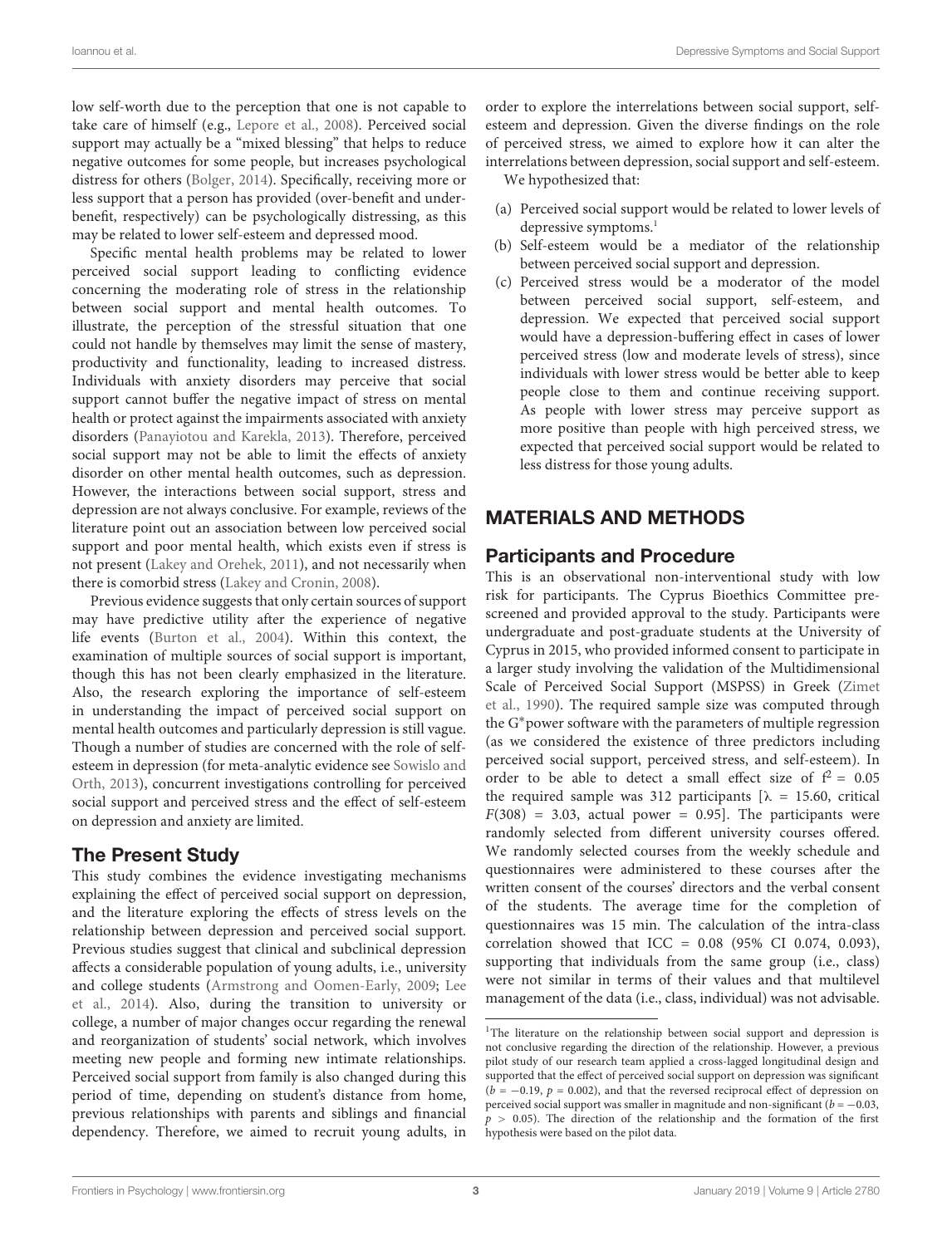low self-worth due to the perception that one is not capable to take care of himself (e.g., Lepore et al., 2008). Perceived social support may actually be a "mixed blessing" that helps to reduce negative outcomes for some people, but increases psychological distress for others (Bolger, 2014). Specifically, receiving more or less support that a person has provided (over-benefit and under-benefit, respectively) can be psychologically distressing, as this may be related to lower self-esteem and depressed mood.

Specific mental health problems may be related to lower perceived social support leading to conflicting evidence concerning the moderating role of stress in the relationship between social support and mental health outcomes. To illustrate, the perception of the stressful situation that one could not handle by themselves may limit the sense of mastery, productivity and functionality, leading to increased distress. Individuals with anxiety disorders may perceive that social support cannot buffer the negative impact of stress on mental health or protect against the impairments associated with anxiety disorders (Panayiotou and Karekla, 2013). Therefore, perceived social support may not be able to limit the effects of anxiety disorder on other mental health outcomes, such as depression. However, the interactions between social support, stress and depression are not always conclusive. For example, reviews of the literature point out an association between low perceived social support and poor mental health, which exists even if stress is not present (Lakey and Orehek, 2011), and not necessarily when there is comorbid stress (Lakey and Cronin, 2008).

Previous evidence suggests that only certain sources of support may have predictive utility after the experience of negative life events (Burton et al., 2004). Within this context, the examination of multiple sources of social support is important, though this has not been clearly emphasized in the literature. Also, the research exploring the importance of self-esteem in understanding the impact of perceived social support on mental health outcomes and particularly depression is still vague. Though a number of studies are concerned with the role of self-esteem in depression (for meta-analytic evidence see Sowislo and Orth, 2013), concurrent investigations controlling for perceived social support and perceived stress and the effect of self-esteem on depression and anxiety are limited.

## The Present Study

This study combines the evidence investigating mechanisms explaining the effect of perceived social support on depression, and the literature exploring the effects of stress levels on the relationship between depression and perceived social support. Previous studies suggest that clinical and subclinical depression affects a considerable population of young adults, i.e., university and college students (Armstrong and Oomen-Early, 2009; Lee et al., 2014). Also, during the transition to university or college, a number of major changes occur regarding the renewal and reorganization of students' social network, which involves meeting new people and forming new intimate relationships. Perceived social support from family is also changed during this period of time, depending on student's distance from home, previous relationships with parents and siblings and financial dependency. Therefore, we aimed to recruit young adults, in order to explore the interrelations between social support, self-esteem and depression. Given the diverse findings on the role of perceived stress, we aimed to explore how it can alter the interrelations between depression, social support and self-esteem.

We hypothesized that:

(a) Perceived social support would be related to lower levels of depressive symptoms.[1]

(b) Self-esteem would be a mediator of the relationship between perceived social support and depression.

(c) Perceived stress would be a moderator of the model between perceived social support, self-esteem, and depression. We expected that perceived social support would have a depression-buffering effect in cases of lower perceived stress (low and moderate levels of stress), since individuals with lower stress would be better able to keep people close to them and continue receiving support. As people with lower stress may perceive support as more positive than people with high perceived stress, we expected that perceived social support would be related to less distress for those young adults.

# MATERIALS AND METHODS

## Participants and Procedure

This is an observational non-interventional study with low risk for participants. The Cyprus Bioethics Committee pre-screened and provided approval to the study. Participants were undergraduate and post-graduate students at the University of Cyprus in 2015, who provided informed consent to participate in a larger study involving the validation of the Multidimensional Scale of Perceived Social Support (MSPSS) in Greek (Zimet et al., 1990). The required sample size was computed through the G*power software with the parameters of multiple regression (as we considered the existence of three predictors including perceived social support, perceived stress, and self-esteem). In order to be able to detect a small effect size of $f^2 = 0.05$ the required sample was 312 participants [$\lambda = 15.60$, critical $F(308) = 3.03$, actual power = 0.95]. The participants were randomly selected from different university courses offered. We randomly selected courses from the weekly schedule and questionnaires were administered to these courses after the written consent of the courses' directors and the verbal consent of the students. The average time for the completion of questionnaires was 15 min. The calculation of the intra-class correlation showed that ICC = 0.08 (95% CI 0.074, 0.093), supporting that individuals from the same group (i.e., class) were not similar in terms of their values and that multilevel management of the data (i.e., class, individual) was not advisable.

[1] The literature on the relationship between social support and depression is not conclusive regarding the direction of the relationship. However, a previous pilot study of our research team applied a cross-lagged longitudinal design and supported that the effect of perceived social support on depression was significant ($b = -0.19$, $p = 0.002$), and that the reversed reciprocal effect of depression on perceived social support was smaller in magnitude and non-significant ($b = -0.03$, $p > 0.05$). The direction of the relationship and the formation of the first hypothesis were based on the pilot data.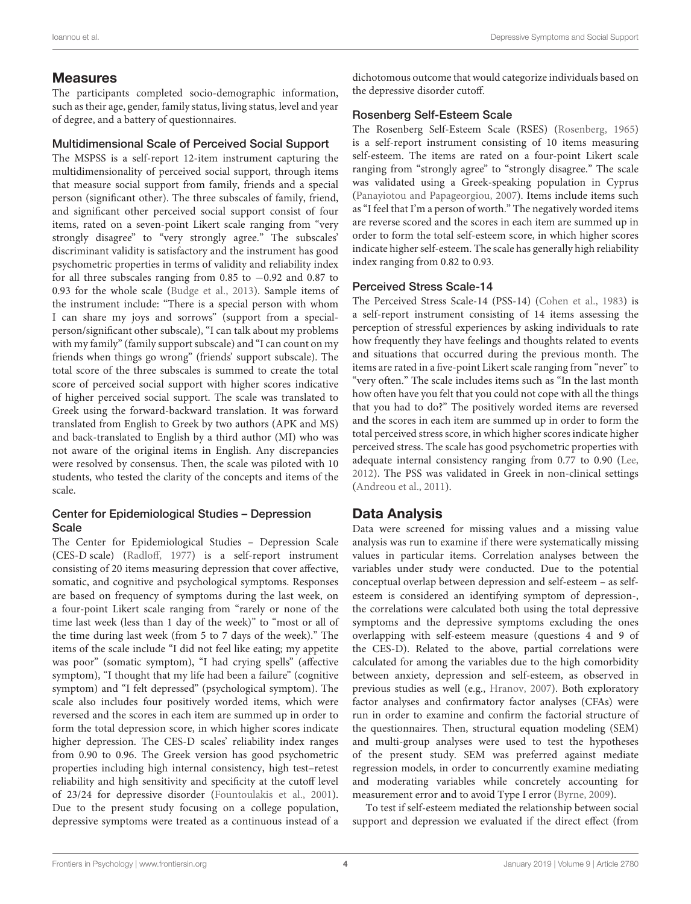## Measures

The participants completed socio-demographic information, such as their age, gender, family status, living status, level and year of degree, and a battery of questionnaires.

### Multidimensional Scale of Perceived Social Support

The MSPSS is a self-report 12-item instrument capturing the multidimensionality of perceived social support, through items that measure social support from family, friends and a special person (significant other). The three subscales of family, friend, and significant other perceived social support consist of four items, rated on a seven-point Likert scale ranging from "very strongly disagree" to "very strongly agree." The subscales' discriminant validity is satisfactory and the instrument has good psychometric properties in terms of validity and reliability index for all three subscales ranging from 0.85 to −0.92 and 0.87 to 0.93 for the whole scale (Budge et al., 2013). Sample items of the instrument include: "There is a special person with whom I can share my joys and sorrows" (support from a special-person/significant other subscale), "I can talk about my problems with my family" (family support subscale) and "I can count on my friends when things go wrong" (friends' support subscale). The total score of the three subscales is summed to create the total score of perceived social support with higher scores indicative of higher perceived social support. The scale was translated to Greek using the forward-backward translation. It was forward translated from English to Greek by two authors (APK and MS) and back-translated to English by a third author (MI) who was not aware of the original items in English. Any discrepancies were resolved by consensus. Then, the scale was piloted with 10 students, who tested the clarity of the concepts and items of the scale.

### Center for Epidemiological Studies – Depression Scale

The Center for Epidemiological Studies – Depression Scale (CES-D scale) (Radloff, 1977) is a self-report instrument consisting of 20 items measuring depression that cover affective, somatic, and cognitive and psychological symptoms. Responses are based on frequency of symptoms during the last week, on a four-point Likert scale ranging from "rarely or none of the time last week (less than 1 day of the week)" to "most or all of the time during last week (from 5 to 7 days of the week)." The items of the scale include "I did not feel like eating; my appetite was poor" (somatic symptom), "I had crying spells" (affective symptom), "I thought that my life had been a failure" (cognitive symptom) and "I felt depressed" (psychological symptom). The scale also includes four positively worded items, which were reversed and the scores in each item are summed up in order to form the total depression score, in which higher scores indicate higher depression. The CES-D scales' reliability index ranges from 0.90 to 0.96. The Greek version has good psychometric properties including high internal consistency, high test–retest reliability and high sensitivity and specificity at the cutoff level of 23/24 for depressive disorder (Fountoulakis et al., 2001). Due to the present study focusing on a college population, depressive symptoms were treated as a continuous instead of a dichotomous outcome that would categorize individuals based on the depressive disorder cutoff.

### Rosenberg Self-Esteem Scale

The Rosenberg Self-Esteem Scale (RSES) (Rosenberg, 1965) is a self-report instrument consisting of 10 items measuring self-esteem. The items are rated on a four-point Likert scale ranging from "strongly agree" to "strongly disagree." The scale was validated using a Greek-speaking population in Cyprus (Panayiotou and Papageorgiou, 2007). Items include items such as "I feel that I'm a person of worth." The negatively worded items are reverse scored and the scores in each item are summed up in order to form the total self-esteem score, in which higher scores indicate higher self-esteem. The scale has generally high reliability index ranging from 0.82 to 0.93.

### Perceived Stress Scale-14

The Perceived Stress Scale-14 (PSS-14) (Cohen et al., 1983) is a self-report instrument consisting of 14 items assessing the perception of stressful experiences by asking individuals to rate how frequently they have feelings and thoughts related to events and situations that occurred during the previous month. The items are rated in a five-point Likert scale ranging from "never" to "very often." The scale includes items such as "In the last month how often have you felt that you could not cope with all the things that you had to do?" The positively worded items are reversed and the scores in each item are summed up in order to form the total perceived stress score, in which higher scores indicate higher perceived stress. The scale has good psychometric properties with adequate internal consistency ranging from 0.77 to 0.90 (Lee, 2012). The PSS was validated in Greek in non-clinical settings (Andreou et al., 2011).

## Data Analysis

Data were screened for missing values and a missing value analysis was run to examine if there were systematically missing values in particular items. Correlation analyses between the variables under study were conducted. Due to the potential conceptual overlap between depression and self-esteem – as self-esteem is considered an identifying symptom of depression-, the correlations were calculated both using the total depressive symptoms and the depressive symptoms excluding the ones overlapping with self-esteem measure (questions 4 and 9 of the CES-D). Related to the above, partial correlations were calculated for among the variables due to the high comorbidity between anxiety, depression and self-esteem, as observed in previous studies as well (e.g., Hranov, 2007). Both exploratory factor analyses and confirmatory factor analyses (CFAs) were run in order to examine and confirm the factorial structure of the questionnaires. Then, structural equation modeling (SEM) and multi-group analyses were used to test the hypotheses of the present study. SEM was preferred against mediate regression models, in order to concurrently examine mediating and moderating variables while concretely accounting for measurement error and to avoid Type I error (Byrne, 2009).

To test if self-esteem mediated the relationship between social support and depression we evaluated if the direct effect (from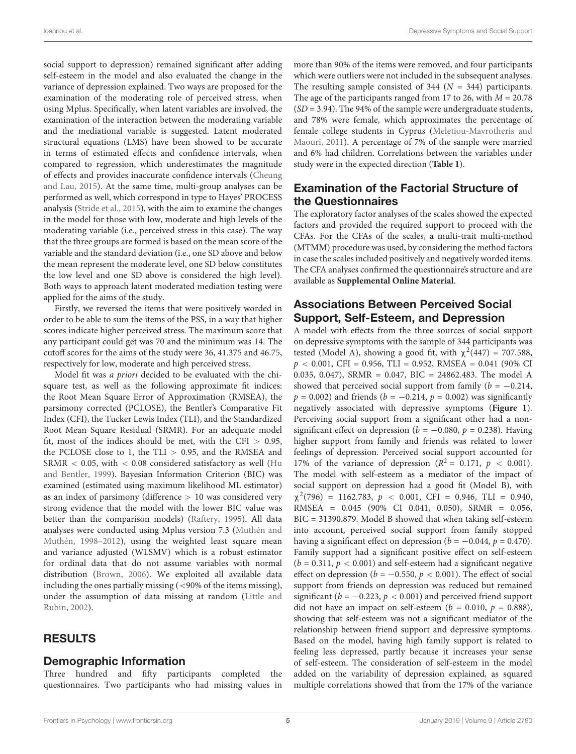social support to depression) remained significant after adding self-esteem in the model and also evaluated the change in the variance of depression explained. Two ways are proposed for the examination of the moderating role of perceived stress, when using Mplus. Specifically, when latent variables are involved, the examination of the interaction between the moderating variable and the mediational variable is suggested. Latent moderated structural equations (LMS) have been showed to be accurate in terms of estimated effects and confidence intervals, when compared to regression, which underestimates the magnitude of effects and provides inaccurate confidence intervals (Cheung and Lau, 2015). At the same time, multi-group analyses can be performed as well, which correspond in type to Hayes' PROCESS analysis (Stride et al., 2015), with the aim to examine the changes in the model for those with low, moderate and high levels of the moderating variable (i.e., perceived stress in this case). The way that the three groups are formed is based on the mean score of the variable and the standard deviation (i.e., one SD above and below the mean represent the moderate level, one SD below constitutes the low level and one SD above is considered the high level). Both ways to approach latent moderated mediation testing were applied for the aims of the study.

Firstly, we reversed the items that were positively worded in order to be able to sum the items of the PSS, in a way that higher scores indicate higher perceived stress. The maximum score that any participant could get was 70 and the minimum was 14. The cutoff scores for the aims of the study were 36, 41.375 and 46.75, respectively for low, moderate and high perceived stress.

Model fit was *a priori* decided to be evaluated with the chi-square test, as well as the following approximate fit indices: the Root Mean Square Error of Approximation (RMSEA), the parsimony corrected (PCLOSE), the Bentler's Comparative Fit Index (CFI), the Tucker Lewis Index (TLI), and the Standardized Root Mean Square Residual (SRMR). For an adequate model fit, most of the indices should be met, with the CFI $> 0.95$, the PCLOSE close to 1, the TLI $> 0.95$, and the RMSEA and SRMR $< 0.05$, with $< 0.08$ considered satisfactory as well (Hu and Bentler, 1999). Bayesian Information Criterion (BIC) was examined (estimated using maximum likelihood ML estimator) as an index of parsimony (difference $> 10$ was considered very strong evidence that the model with the lower BIC value was better than the comparison models) (Raftery, 1995). All data analyses were conducted using Mplus version 7.3 (Muthén and Muthén, 1998–2012), using the weighted least square mean and variance adjusted (WLSMV) which is a robust estimator for ordinal data that do not assume variables with normal distribution (Brown, 2006). We exploited all available data including the ones partially missing (<90% of the items missing), under the assumption of data missing at random (Little and Rubin, 2002).

## RESULTS

### Demographic Information

Three hundred and fifty participants completed the questionnaires. Two participants who had missing values in more than 90% of the items were removed, and four participants which were outliers were not included in the subsequent analyses. The resulting sample consisted of 344 ($N = 344$) participants. The age of the participants ranged from 17 to 26, with $M = 20.78$ ($SD = 3.94$). The 94% of the sample were undergraduate students, and 78% were female, which approximates the percentage of female college students in Cyprus (Meletiou-Mavrotheris and Maouri, 2011). A percentage of 7% of the sample were married and 6% had children. Correlations between the variables under study were in the expected direction (**Table 1**).

### Examination of the Factorial Structure of the Questionnaires

The exploratory factor analyses of the scales showed the expected factors and provided the required support to proceed with the CFAs. For the CFAs of the scales, a multi-trait multi-method (MTMM) procedure was used, by considering the method factors in case the scales included positively and negatively worded items. The CFA analyses confirmed the questionnaire's structure and are available as **Supplemental Online Material**.

### Associations Between Perceived Social Support, Self-Esteem, and Depression

A model with effects from the three sources of social support on depressive symptoms with the sample of 344 participants was tested (Model A), showing a good fit, with $\chi^2(447) = 707.588$, $p < 0.001$, CFI = 0.956, TLI = 0.952, RMSEA = 0.041 (90% CI 0.035, 0.047), SRMR = 0.047, BIC = 24862.483. The model A showed that perceived social support from family ($b = -0.214$, $p = 0.002$) and friends ($b = -0.214$, $p = 0.002$) was significantly negatively associated with depressive symptoms (**Figure 1**). Perceiving social support from a significant other had a non-significant effect on depression ($b = -0.080$, $p = 0.238$). Having higher support from family and friends was related to lower feelings of depression. Perceived social support accounted for 17% of the variance of depression ($R^2 = 0.171$, $p < 0.001$). The model with self-esteem as a mediator of the impact of social support on depression had a good fit (Model B), with $\chi^2(796) = 1162.783$, $p < 0.001$, CFI = 0.946, TLI = 0.940, RMSEA = 0.045 (90% CI 0.041, 0.050), SRMR = 0.056, BIC = 31390.879. Model B showed that when taking self-esteem into account, perceived social support from family stopped having a significant effect on depression ($b = -0.044$, $p = 0.470$). Family support had a significant positive effect on self-esteem ($b = 0.311$, $p < 0.001$) and self-esteem had a significant negative effect on depression ($b = -0.550$, $p < 0.001$). The effect of social support from friends on depression was reduced but remained significant ($b = -0.223$, $p < 0.001$) and perceived friend support did not have an impact on self-esteem ($b = 0.010$, $p = 0.888$), showing that self-esteem was not a significant mediator of the relationship between friend support and depressive symptoms. Based on the model, having high family support is related to feeling less depressed, partly because it increases your sense of self-esteem. The consideration of self-esteem in the model added on the variability of depression explained, as squared multiple correlations showed that from the 17% of the variance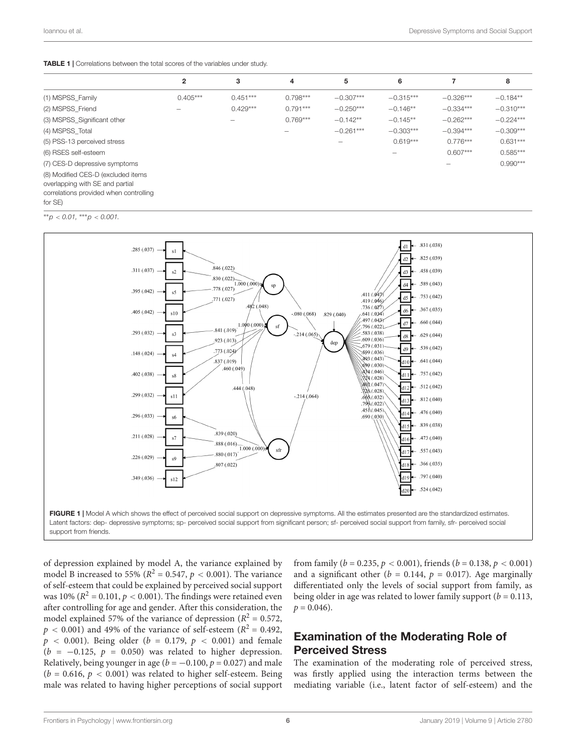**TABLE 1 |** Correlations between the total scores of the variables under study.

| | 2 | 3 | 4 | 5 | 6 | 7 | 8 |
|---|---|---|---|---|---|---|---|
| (1) MSPSS_Family | 0.405*** | 0.451*** | 0.798*** | −0.307*** | −0.315*** | −0.326*** | −0.184** |
| (2) MSPSS_Friend | – | 0.429*** | 0.791*** | −0.250*** | −0.146** | −0.334*** | −0.310*** |
| (3) MSPSS_Significant other | | – | 0.769*** | −0.142** | −0.145** | −0.262*** | −0.224*** |
| (4) MSPSS_Total | | | – | −0.261*** | −0.303*** | −0.394*** | −0.309*** |
| (5) PSS-13 perceived stress | | | | – | 0.619*** | 0.776*** | 0.631*** |
| (6) RSES self-esteem | | | | | – | 0.607*** | 0.585*** |
| (7) CES-D depressive symptoms | | | | | | – | 0.990*** |
| (8) Modified CES-D (excluded items overlapping with SE and partial correlations provided when controlling for SE) | | | | | | | |

*\*\*p < 0.01, \*\*\*p < 0.001.*

**FIGURE 1 |** Model A which shows the effect of perceived social support on depressive symptoms. All the estimates presented are the standardized estimates. Latent factors: dep- depressive symptoms; sp- perceived social support from significant person; sf- perceived social support from family, sfr- perceived social support from friends.

of depression explained by model A, the variance explained by model B increased to 55% ($R^2 = 0.547$, $p < 0.001$). The variance of self-esteem that could be explained by perceived social support was 10% ($R^2 = 0.101$, $p < 0.001$). The findings were retained even after controlling for age and gender. After this consideration, the model explained 57% of the variance of depression ($R^2 = 0.572$, $p < 0.001$) and 49% of the variance of self-esteem ($R^2 = 0.492$, $p < 0.001$). Being older ($b = 0.179$, $p < 0.001$) and female ($b = -0.125$, $p = 0.050$) was related to higher depression. Relatively, being younger in age ($b = -0.100$, $p = 0.027$) and male ($b = 0.616$, $p < 0.001$) was related to higher self-esteem. Being male was related to having higher perceptions of social support from family ($b = 0.235$, $p < 0.001$), friends ($b = 0.138$, $p < 0.001$) and a significant other ($b = 0.144$, $p = 0.017$). Age marginally differentiated only the levels of social support from family, as being older in age was related to lower family support ($b = 0.113$, $p = 0.046$).

## Examination of the Moderating Role of Perceived Stress

The examination of the moderating role of perceived stress, was firstly applied using the interaction terms between the mediating variable (i.e., latent factor of self-esteem) and the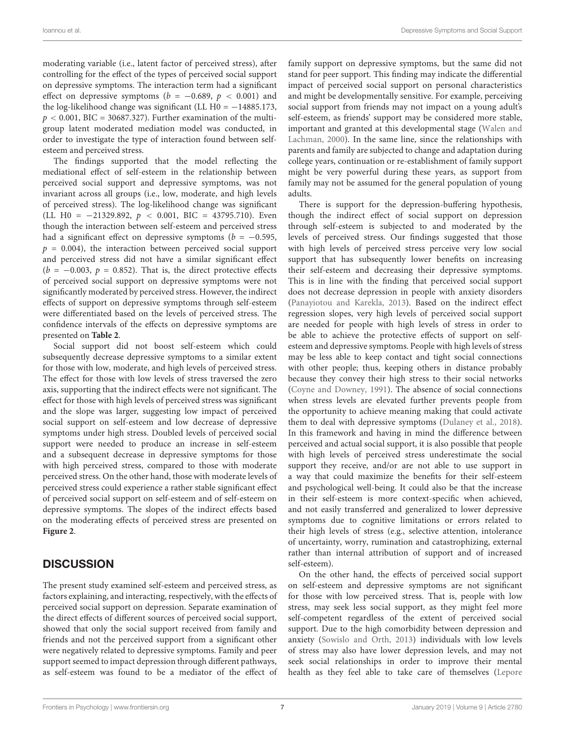moderating variable (i.e., latent factor of perceived stress), after controlling for the effect of the types of perceived social support on depressive symptoms. The interaction term had a significant effect on depressive symptoms ($b = -0.689$, $p < 0.001$) and the log-likelihood change was significant (LL H0 = −14885.173, $p < 0.001$, BIC = 30687.327). Further examination of the multi-group latent moderated mediation model was conducted, in order to investigate the type of interaction found between self-esteem and perceived stress.

The findings supported that the model reflecting the mediational effect of self-esteem in the relationship between perceived social support and depressive symptoms, was not invariant across all groups (i.e., low, moderate, and high levels of perceived stress). The log-likelihood change was significant (LL H0 = −21329.892, $p < 0.001$, BIC = 43795.710). Even though the interaction between self-esteem and perceived stress had a significant effect on depressive symptoms ($b = -0.595$, $p = 0.004$), the interaction between perceived social support and perceived stress did not have a similar significant effect ($b = -0.003$, $p = 0.852$). That is, the direct protective effects of perceived social support on depressive symptoms were not significantly moderated by perceived stress. However, the indirect effects of support on depressive symptoms through self-esteem were differentiated based on the levels of perceived stress. The confidence intervals of the effects on depressive symptoms are presented on **Table 2**.

Social support did not boost self-esteem which could subsequently decrease depressive symptoms to a similar extent for those with low, moderate, and high levels of perceived stress. The effect for those with low levels of stress traversed the zero axis, supporting that the indirect effects were not significant. The effect for those with high levels of perceived stress was significant and the slope was larger, suggesting low impact of perceived social support on self-esteem and low decrease of depressive symptoms under high stress. Doubled levels of perceived social support were needed to produce an increase in self-esteem and a subsequent decrease in depressive symptoms for those with high perceived stress, compared to those with moderate perceived stress. On the other hand, those with moderate levels of perceived stress could experience a rather stable significant effect of perceived social support on self-esteem and of self-esteem on depressive symptoms. The slopes of the indirect effects based on the moderating effects of perceived stress are presented on **Figure 2**.

## DISCUSSION

The present study examined self-esteem and perceived stress, as factors explaining, and interacting, respectively, with the effects of perceived social support on depression. Separate examination of the direct effects of different sources of perceived social support, showed that only the social support received from family and friends and not the perceived support from a significant other were negatively related to depressive symptoms. Family and peer support seemed to impact depression through different pathways, as self-esteem was found to be a mediator of the effect of family support on depressive symptoms, but the same did not stand for peer support. This finding may indicate the differential impact of perceived social support on personal characteristics and might be developmentally sensitive. For example, perceiving social support from friends may not impact on a young adult's self-esteem, as friends' support may be considered more stable, important and granted at this developmental stage (Walen and Lachman, 2000). In the same line, since the relationships with parents and family are subjected to change and adaptation during college years, continuation or re-establishment of family support might be very powerful during these years, as support from family may not be assumed for the general population of young adults.

There is support for the depression-buffering hypothesis, though the indirect effect of social support on depression through self-esteem is subjected to and moderated by the levels of perceived stress. Our findings suggested that those with high levels of perceived stress perceive very low social support that has subsequently lower benefits on increasing their self-esteem and decreasing their depressive symptoms. This is in line with the finding that perceived social support does not decrease depression in people with anxiety disorders (Panayiotou and Karekla, 2013). Based on the indirect effect regression slopes, very high levels of perceived social support are needed for people with high levels of stress in order to be able to achieve the protective effects of support on self-esteem and depressive symptoms. People with high levels of stress may be less able to keep contact and tight social connections with other people; thus, keeping others in distance probably because they convey their high stress to their social networks (Coyne and Downey, 1991). The absence of social connections when stress levels are elevated further prevents people from the opportunity to achieve meaning making that could activate them to deal with depressive symptoms (Dulaney et al., 2018). In this framework and having in mind the difference between perceived and actual social support, it is also possible that people with high levels of perceived stress underestimate the social support they receive, and/or are not able to use support in a way that could maximize the benefits for their self-esteem and psychological well-being. It could also be that the increase in their self-esteem is more context-specific when achieved, and not easily transferred and generalized to lower depressive symptoms due to cognitive limitations or errors related to their high levels of stress (e.g., selective attention, intolerance of uncertainty, worry, rumination and catastrophizing, external rather than internal attribution of support and of increased self-esteem).

On the other hand, the effects of perceived social support on self-esteem and depressive symptoms are not significant for those with low perceived stress. That is, people with low stress, may seek less social support, as they might feel more self-competent regardless of the extent of perceived social support. Due to the high comorbidity between depression and anxiety (Sowislo and Orth, 2013) individuals with low levels of stress may also have lower depression levels, and may not seek social relationships in order to improve their mental health as they feel able to take care of themselves (Lepore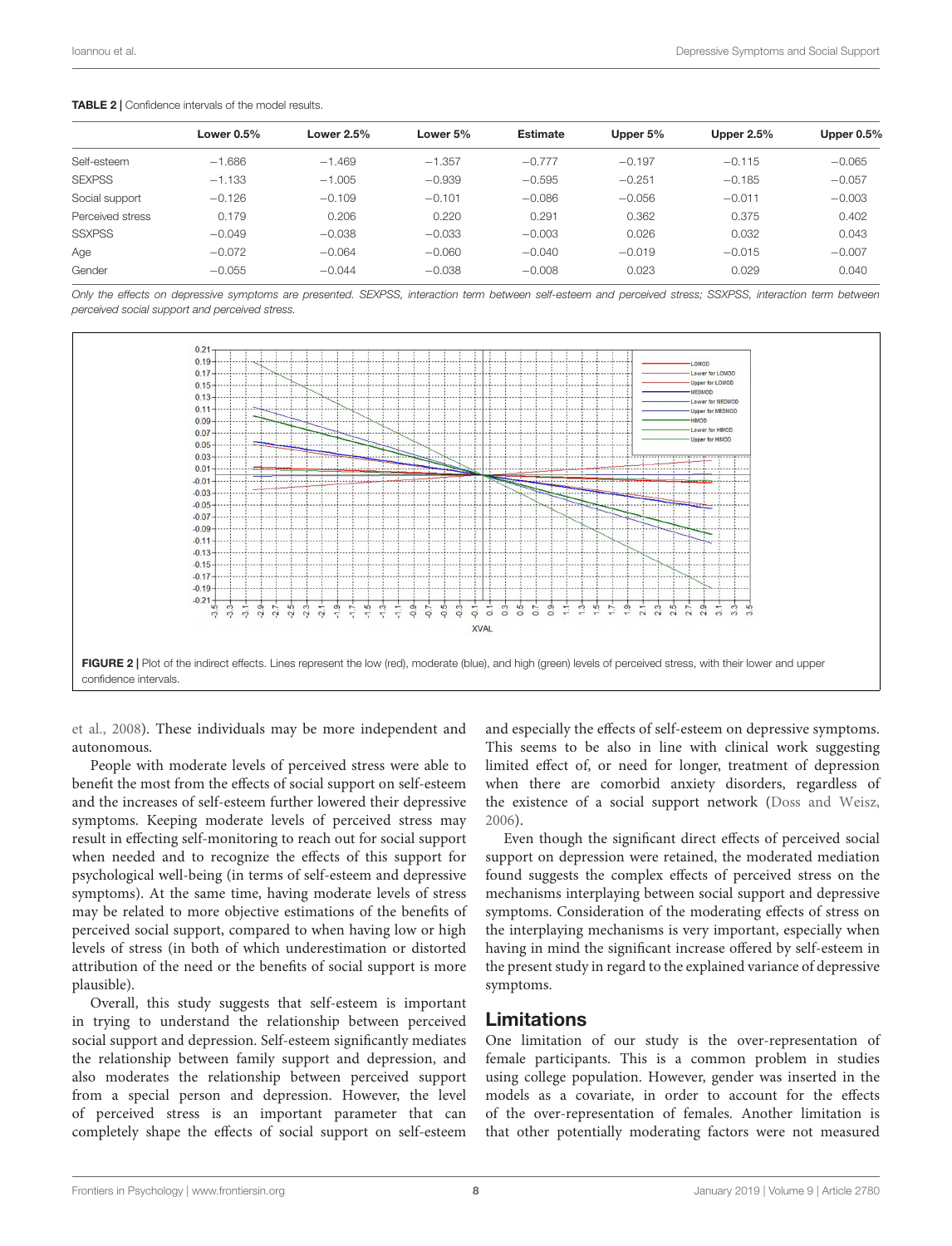**TABLE 2 |** Confidence intervals of the model results.

| | Lower 0.5% | Lower 2.5% | Lower 5% | Estimate | Upper 5% | Upper 2.5% | Upper 0.5% |
|---|---|---|---|---|---|---|---|
| Self-esteem | −1.686 | −1.469 | −1.357 | −0.777 | −0.197 | −0.115 | −0.065 |
| SEXPSS | −1.133 | −1.005 | −0.939 | −0.595 | −0.251 | −0.185 | −0.057 |
| Social support | −0.126 | −0.109 | −0.101 | −0.086 | −0.056 | −0.011 | −0.003 |
| Perceived stress | 0.179 | 0.206 | 0.220 | 0.291 | 0.362 | 0.375 | 0.402 |
| SSXPSS | −0.049 | −0.038 | −0.033 | −0.003 | 0.026 | 0.032 | 0.043 |
| Age | −0.072 | −0.064 | −0.060 | −0.040 | −0.019 | −0.015 | −0.007 |
| Gender | −0.055 | −0.044 | −0.038 | −0.008 | 0.023 | 0.029 | 0.040 |

*Only the effects on depressive symptoms are presented. SEXPSS, interaction term between self-esteem and perceived stress; SSXPSS, interaction term between perceived social support and perceived stress.*

**FIGURE 2 |** Plot of the indirect effects. Lines represent the low (red), moderate (blue), and high (green) levels of perceived stress, with their lower and upper confidence intervals.

et al., 2008). These individuals may be more independent and autonomous.

People with moderate levels of perceived stress were able to benefit the most from the effects of social support on self-esteem and the increases of self-esteem further lowered their depressive symptoms. Keeping moderate levels of perceived stress may result in effecting self-monitoring to reach out for social support when needed and to recognize the effects of this support for psychological well-being (in terms of self-esteem and depressive symptoms). At the same time, having moderate levels of stress may be related to more objective estimations of the benefits of perceived social support, compared to when having low or high levels of stress (in both of which underestimation or distorted attribution of the need or the benefits of social support is more plausible).

Overall, this study suggests that self-esteem is important in trying to understand the relationship between perceived social support and depression. Self-esteem significantly mediates the relationship between family support and depression, and also moderates the relationship between perceived support from a special person and depression. However, the level of perceived stress is an important parameter that can completely shape the effects of social support on self-esteem and especially the effects of self-esteem on depressive symptoms. This seems to be also in line with clinical work suggesting limited effect of, or need for longer, treatment of depression when there are comorbid anxiety disorders, regardless of the existence of a social support network (Doss and Weisz, 2006).

Even though the significant direct effects of perceived social support on depression were retained, the moderated mediation found suggests the complex effects of perceived stress on the mechanisms interplaying between social support and depressive symptoms. Consideration of the moderating effects of stress on the interplaying mechanisms is very important, especially when having in mind the significant increase offered by self-esteem in the present study in regard to the explained variance of depressive symptoms.

## Limitations

One limitation of our study is the over-representation of female participants. This is a common problem in studies using college population. However, gender was inserted in the models as a covariate, in order to account for the effects of the over-representation of females. Another limitation is that other potentially moderating factors were not measured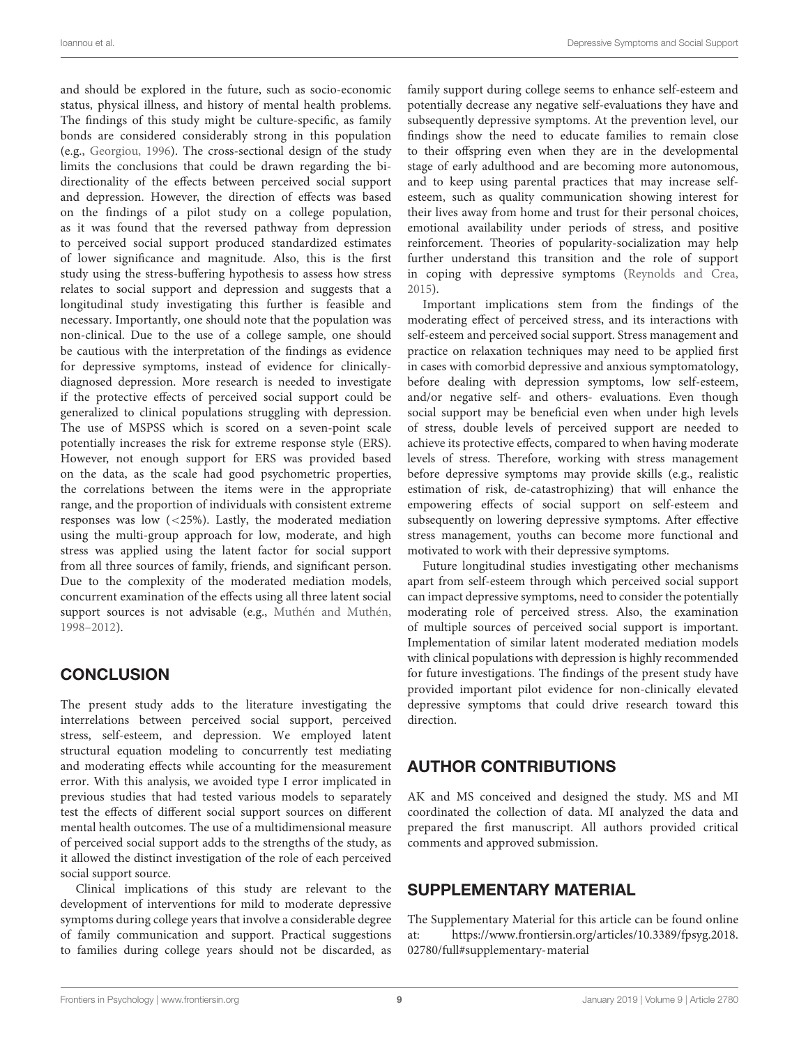and should be explored in the future, such as socio-economic status, physical illness, and history of mental health problems. The findings of this study might be culture-specific, as family bonds are considered considerably strong in this population (e.g., Georgiou, 1996). The cross-sectional design of the study limits the conclusions that could be drawn regarding the bi-directionality of the effects between perceived social support and depression. However, the direction of effects was based on the findings of a pilot study on a college population, as it was found that the reversed pathway from depression to perceived social support produced standardized estimates of lower significance and magnitude. Also, this is the first study using the stress-buffering hypothesis to assess how stress relates to social support and depression and suggests that a longitudinal study investigating this further is feasible and necessary. Importantly, one should note that the population was non-clinical. Due to the use of a college sample, one should be cautious with the interpretation of the findings as evidence for depressive symptoms, instead of evidence for clinically-diagnosed depression. More research is needed to investigate if the protective effects of perceived social support could be generalized to clinical populations struggling with depression. The use of MSPSS which is scored on a seven-point scale potentially increases the risk for extreme response style (ERS). However, not enough support for ERS was provided based on the data, as the scale had good psychometric properties, the correlations between the items were in the appropriate range, and the proportion of individuals with consistent extreme responses was low (<25%). Lastly, the moderated mediation using the multi-group approach for low, moderate, and high stress was applied using the latent factor for social support from all three sources of family, friends, and significant person. Due to the complexity of the moderated mediation models, concurrent examination of the effects using all three latent social support sources is not advisable (e.g., Muthén and Muthén, 1998–2012).

## CONCLUSION

The present study adds to the literature investigating the interrelations between perceived social support, perceived stress, self-esteem, and depression. We employed latent structural equation modeling to concurrently test mediating and moderating effects while accounting for the measurement error. With this analysis, we avoided type I error implicated in previous studies that had tested various models to separately test the effects of different social support sources on different mental health outcomes. The use of a multidimensional measure of perceived social support adds to the strengths of the study, as it allowed the distinct investigation of the role of each perceived social support source.

Clinical implications of this study are relevant to the development of interventions for mild to moderate depressive symptoms during college years that involve a considerable degree of family communication and support. Practical suggestions to families during college years should not be discarded, as family support during college seems to enhance self-esteem and potentially decrease any negative self-evaluations they have and subsequently depressive symptoms. At the prevention level, our findings show the need to educate families to remain close to their offspring even when they are in the developmental stage of early adulthood and are becoming more autonomous, and to keep using parental practices that may increase self-esteem, such as quality communication showing interest for their lives away from home and trust for their personal choices, emotional availability under periods of stress, and positive reinforcement. Theories of popularity-socialization may help further understand this transition and the role of support in coping with depressive symptoms (Reynolds and Crea, 2015).

Important implications stem from the findings of the moderating effect of perceived stress, and its interactions with self-esteem and perceived social support. Stress management and practice on relaxation techniques may need to be applied first in cases with comorbid depressive and anxious symptomatology, before dealing with depression symptoms, low self-esteem, and/or negative self- and others- evaluations. Even though social support may be beneficial even when under high levels of stress, double levels of perceived support are needed to achieve its protective effects, compared to when having moderate levels of stress. Therefore, working with stress management before depressive symptoms may provide skills (e.g., realistic estimation of risk, de-catastrophizing) that will enhance the empowering effects of social support on self-esteem and subsequently on lowering depressive symptoms. After effective stress management, youths can become more functional and motivated to work with their depressive symptoms.

Future longitudinal studies investigating other mechanisms apart from self-esteem through which perceived social support can impact depressive symptoms, need to consider the potentially moderating role of perceived stress. Also, the examination of multiple sources of perceived social support is important. Implementation of similar latent moderated mediation models with clinical populations with depression is highly recommended for future investigations. The findings of the present study have provided important pilot evidence for non-clinically elevated depressive symptoms that could drive research toward this direction.

## AUTHOR CONTRIBUTIONS

AK and MS conceived and designed the study. MS and MI coordinated the collection of data. MI analyzed the data and prepared the first manuscript. All authors provided critical comments and approved submission.

## SUPPLEMENTARY MATERIAL

The Supplementary Material for this article can be found online at: https://www.frontiersin.org/articles/10.3389/fpsyg.2018.02780/full#supplementary-material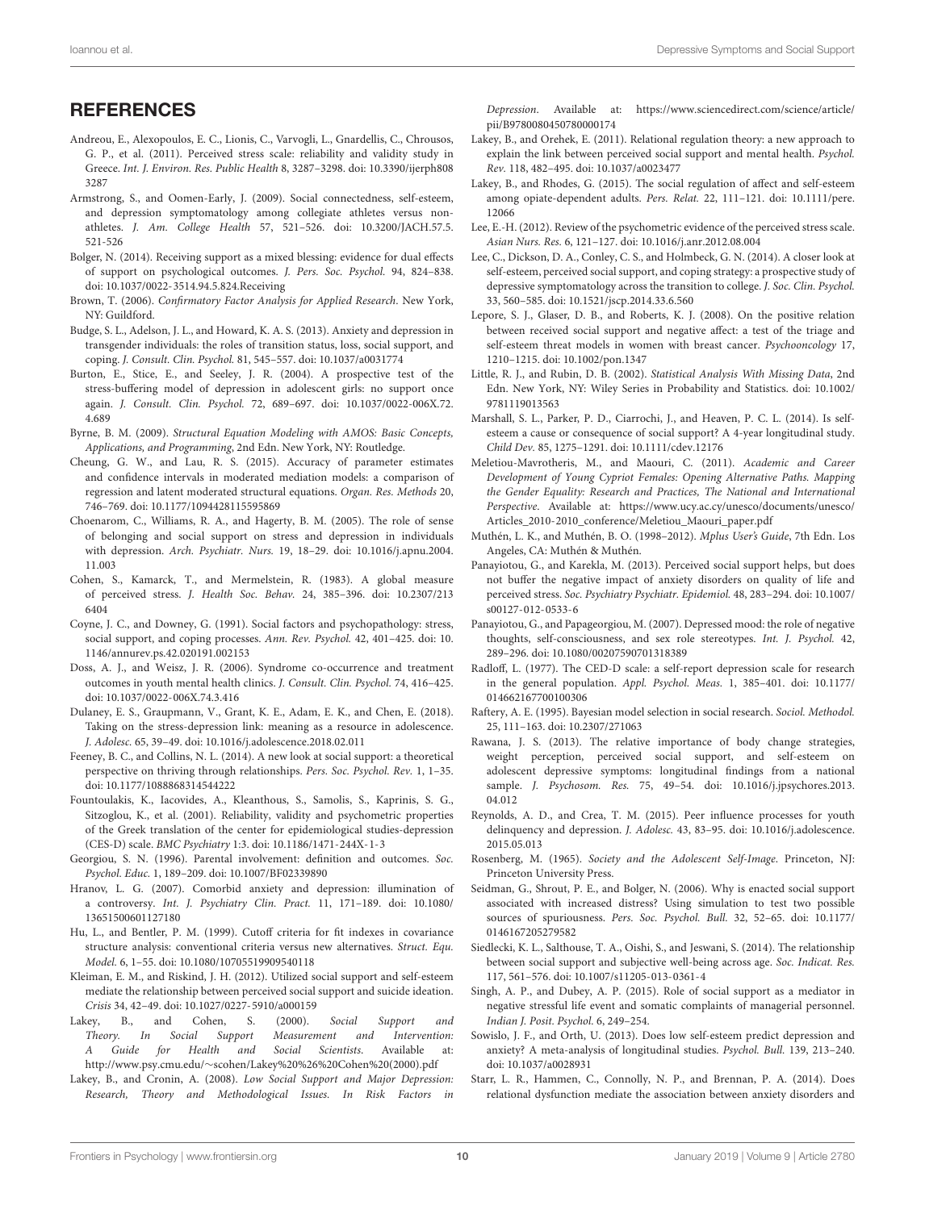## REFERENCES

Andreou, E., Alexopoulos, E. C., Lionis, C., Varvogli, L., Gnardellis, C., Chrousos, G. P., et al. (2011). Perceived stress scale: reliability and validity study in Greece. *Int. J. Environ. Res. Public Health* 8, 3287–3298. doi: 10.3390/ijerph8083287

Armstrong, S., and Oomen-Early, J. (2009). Social connectedness, self-esteem, and depression symptomatology among collegiate athletes versus non-athletes. *J. Am. College Health* 57, 521–526. doi: 10.3200/JACH.57.5.521-526

Bolger, N. (2014). Receiving support as a mixed blessing: evidence for dual effects of support on psychological outcomes. *J. Pers. Soc. Psychol.* 94, 824–838. doi: 10.1037/0022-3514.94.5.824.Receiving

Brown, T. (2006). *Confirmatory Factor Analysis for Applied Research*. New York, NY: Guildford.

Budge, S. L., Adelson, J. L., and Howard, K. A. S. (2013). Anxiety and depression in transgender individuals: the roles of transition status, loss, social support, and coping. *J. Consult. Clin. Psychol.* 81, 545–557. doi: 10.1037/a0031774

Burton, E., Stice, E., and Seeley, J. R. (2004). A prospective test of the stress-buffering model of depression in adolescent girls: no support once again. *J. Consult. Clin. Psychol.* 72, 689–697. doi: 10.1037/0022-006X.72.4.689

Byrne, B. M. (2009). *Structural Equation Modeling with AMOS: Basic Concepts, Applications, and Programming*, 2nd Edn. New York, NY: Routledge.

Cheung, G. W., and Lau, R. S. (2015). Accuracy of parameter estimates and confidence intervals in moderated mediation models: a comparison of regression and latent moderated structural equations. *Organ. Res. Methods* 20, 746–769. doi: 10.1177/1094428115595869

Choenarom, C., Williams, R. A., and Hagerty, B. M. (2005). The role of sense of belonging and social support on stress and depression in individuals with depression. *Arch. Psychiatr. Nurs.* 19, 18–29. doi: 10.1016/j.apnu.2004.11.003

Cohen, S., Kamarck, T., and Mermelstein, R. (1983). A global measure of perceived stress. *J. Health Soc. Behav.* 24, 385–396. doi: 10.2307/2136404

Coyne, J. C., and Downey, G. (1991). Social factors and psychopathology: stress, social support, and coping processes. *Ann. Rev. Psychol.* 42, 401–425. doi: 10.1146/annurev.ps.42.020191.002153

Doss, A. J., and Weisz, J. R. (2006). Syndrome co-occurrence and treatment outcomes in youth mental health clinics. *J. Consult. Clin. Psychol.* 74, 416–425. doi: 10.1037/0022-006X.74.3.416

Dulaney, E. S., Graupmann, V., Grant, K. E., Adam, E. K., and Chen, E. (2018). Taking on the stress-depression link: meaning as a resource in adolescence. *J. Adolesc.* 65, 39–49. doi: 10.1016/j.adolescence.2018.02.011

Feeney, B. C., and Collins, N. L. (2014). A new look at social support: a theoretical perspective on thriving through relationships. *Pers. Soc. Psychol. Rev.* 1, 1–35. doi: 10.1177/1088868314544222

Fountoulakis, K., Iacovides, A., Kleanthous, S., Samolis, S., Kaprinis, S. G., Sitzoglou, K., et al. (2001). Reliability, validity and psychometric properties of the Greek translation of the center for epidemiological studies-depression (CES-D) scale. *BMC Psychiatry* 1:3. doi: 10.1186/1471-244X-1-3

Georgiou, S. N. (1996). Parental involvement: definition and outcomes. *Soc. Psychol. Educ.* 1, 189–209. doi: 10.1007/BF02339890

Hranov, L. G. (2007). Comorbid anxiety and depression: illumination of a controversy. *Int. J. Psychiatry Clin. Pract.* 11, 171–189. doi: 10.1080/13651500601127180

Hu, L., and Bentler, P. M. (1999). Cutoff criteria for fit indexes in covariance structure analysis: conventional criteria versus new alternatives. *Struct. Equ. Model.* 6, 1–55. doi: 10.1080/10705519909540118

Kleiman, E. M., and Riskind, J. H. (2012). Utilized social support and self-esteem mediate the relationship between perceived social support and suicide ideation. *Crisis* 34, 42–49. doi: 10.1027/0227-5910/a000159

Lakey, B., and Cohen, S. (2000). *Social Support and Theory. In Social Support Measurement and Intervention: A Guide for Health and Social Scientists*. Available at: http://www.psy.cmu.edu/~scohen/Lakey%20%26%20Cohen%20(2000).pdf

Lakey, B., and Cronin, A. (2008). *Low Social Support and Major Depression: Research, Theory and Methodological Issues. In Risk Factors in Depression*. Available at: https://www.sciencedirect.com/science/article/pii/B9780080450780000174

Lakey, B., and Orehek, E. (2011). Relational regulation theory: a new approach to explain the link between perceived social support and mental health. *Psychol. Rev.* 118, 482–495. doi: 10.1037/a0023477

Lakey, B., and Rhodes, G. (2015). The social regulation of affect and self-esteem among opiate-dependent adults. *Pers. Relat.* 22, 111–121. doi: 10.1111/pere.12066

Lee, E.-H. (2012). Review of the psychometric evidence of the perceived stress scale. *Asian Nurs. Res.* 6, 121–127. doi: 10.1016/j.anr.2012.08.004

Lee, C., Dickson, D. A., Conley, C. S., and Holmbeck, G. N. (2014). A closer look at self-esteem, perceived social support, and coping strategy: a prospective study of depressive symptomatology across the transition to college. *J. Soc. Clin. Psychol.* 33, 560–585. doi: 10.1521/jscp.2014.33.6.560

Lepore, S. J., Glaser, D. B., and Roberts, K. J. (2008). On the positive relation between received social support and negative affect: a test of the triage and self-esteem threat models in women with breast cancer. *Psychooncology* 17, 1210–1215. doi: 10.1002/pon.1347

Little, R. J., and Rubin, D. B. (2002). *Statistical Analysis With Missing Data*, 2nd Edn. New York, NY: Wiley Series in Probability and Statistics. doi: 10.1002/9781119013563

Marshall, S. L., Parker, P. D., Ciarrochi, J., and Heaven, P. C. L. (2014). Is self-esteem a cause or consequence of social support? A 4-year longitudinal study. *Child Dev.* 85, 1275–1291. doi: 10.1111/cdev.12176

Meletiou-Mavrotheris, M., and Maouri, C. (2011). *Academic and Career Development of Young Cypriot Females: Opening Alternative Paths. Mapping the Gender Equality: Research and Practices, The National and International Perspective*. Available at: https://www.ucy.ac.cy/unesco/documents/unesco/Articles_2010-2010_conference/Meletiou_Maouri_paper.pdf

Muthén, L. K., and Muthén, B. O. (1998–2012). *Mplus User's Guide*, 7th Edn. Los Angeles, CA: Muthén & Muthén.

Panayiotou, G., and Karekla, M. (2013). Perceived social support helps, but does not buffer the negative impact of anxiety disorders on quality of life and perceived stress. *Soc. Psychiatry Psychiatr. Epidemiol.* 48, 283–294. doi: 10.1007/s00127-012-0533-6

Panayiotou, G., and Papageorgiou, M. (2007). Depressed mood: the role of negative thoughts, self-consciousness, and sex role stereotypes. *Int. J. Psychol.* 42, 289–296. doi: 10.1080/00207590701318389

Radloff, L. (1977). The CED-D scale: a self-report depression scale for research in the general population. *Appl. Psychol. Meas.* 1, 385–401. doi: 10.1177/014662167700100306

Raftery, A. E. (1995). Bayesian model selection in social research. *Sociol. Methodol.* 25, 111–163. doi: 10.2307/271063

Rawana, J. S. (2013). The relative importance of body change strategies, weight perception, perceived social support, and self-esteem on adolescent depressive symptoms: longitudinal findings from a national sample. *J. Psychosom. Res.* 75, 49–54. doi: 10.1016/j.jpsychores.2013.04.012

Reynolds, A. D., and Crea, T. M. (2015). Peer influence processes for youth delinquency and depression. *J. Adolesc.* 43, 83–95. doi: 10.1016/j.adolescence.2015.05.013

Rosenberg, M. (1965). *Society and the Adolescent Self-Image*. Princeton, NJ: Princeton University Press.

Seidman, G., Shrout, P. E., and Bolger, N. (2006). Why is enacted social support associated with increased distress? Using simulation to test two possible sources of spuriousness. *Pers. Soc. Psychol. Bull.* 32, 52–65. doi: 10.1177/0146167205279582

Siedlecki, K. L., Salthouse, T. A., Oishi, S., and Jeswani, S. (2014). The relationship between social support and subjective well-being across age. *Soc. Indicat. Res.* 117, 561–576. doi: 10.1007/s11205-013-0361-4

Singh, A. P., and Dubey, A. P. (2015). Role of social support as a mediator in negative stressful life event and somatic complaints of managerial personnel. *Indian J. Posit. Psychol.* 6, 249–254.

Sowislo, J. F., and Orth, U. (2013). Does low self-esteem predict depression and anxiety? A meta-analysis of longitudinal studies. *Psychol. Bull.* 139, 213–240. doi: 10.1037/a0028931

Starr, L. R., Hammen, C., Connolly, N. P., and Brennan, P. A. (2014). Does relational dysfunction mediate the association between anxiety disorders and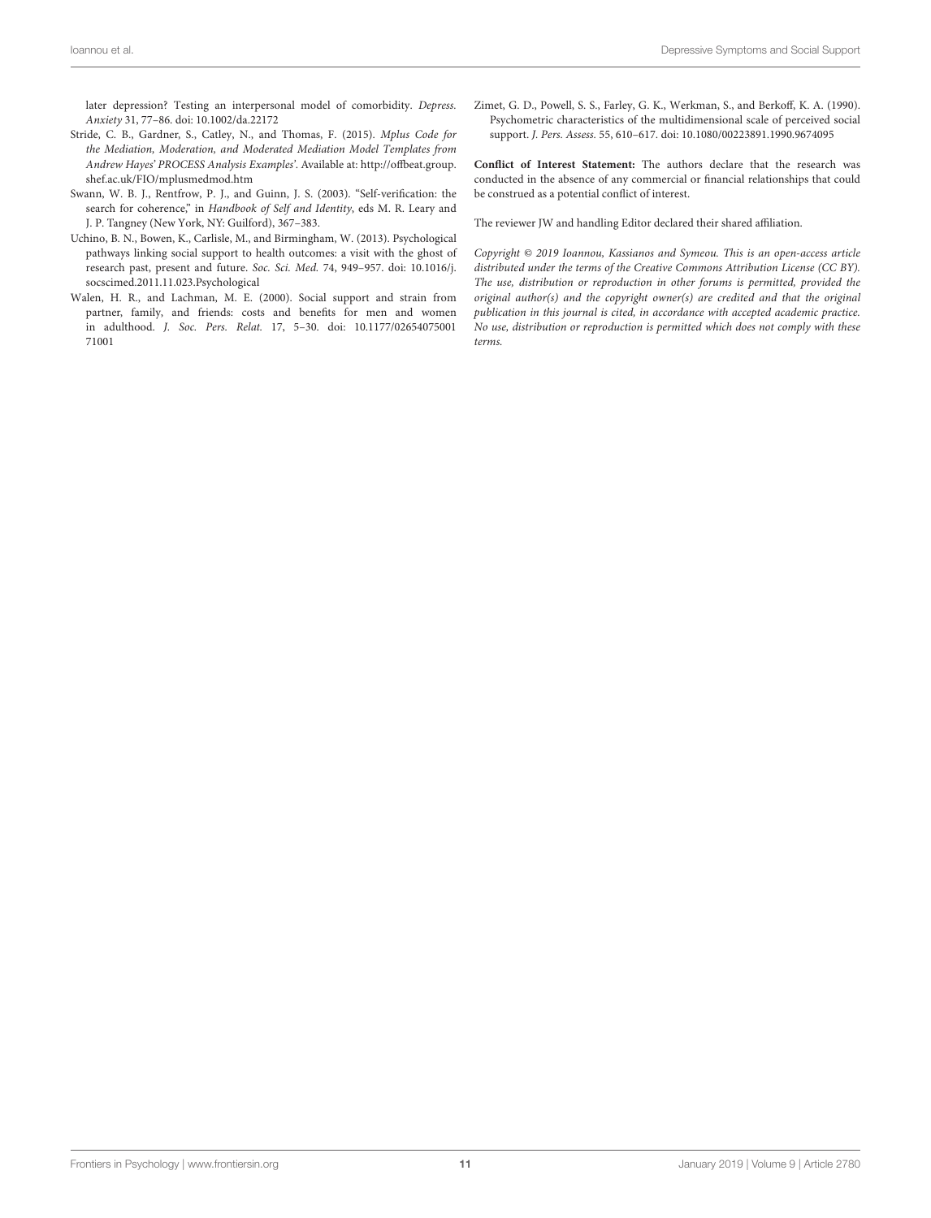later depression? Testing an interpersonal model of comorbidity. *Depress. Anxiety* 31, 77–86. doi: 10.1002/da.22172

Stride, C. B., Gardner, S., Catley, N., and Thomas, F. (2015). *Mplus Code for the Mediation, Moderation, and Moderated Mediation Model Templates from Andrew Hayes' PROCESS Analysis Examples'*. Available at: http://offbeat.group.shef.ac.uk/FIO/mplusmedmod.htm

Swann, W. B. J., Rentfrow, P. J., and Guinn, J. S. (2003). "Self-verification: the search for coherence," in *Handbook of Self and Identity*, eds M. R. Leary and J. P. Tangney (New York, NY: Guilford), 367–383.

Uchino, B. N., Bowen, K., Carlisle, M., and Birmingham, W. (2013). Psychological pathways linking social support to health outcomes: a visit with the ghost of research past, present and future. *Soc. Sci. Med.* 74, 949–957. doi: 10.1016/j.socscimed.2011.11.023.Psychological

Walen, H. R., and Lachman, M. E. (2000). Social support and strain from partner, family, and friends: costs and benefits for men and women in adulthood. *J. Soc. Pers. Relat.* 17, 5–30. doi: 10.1177/0265407500171001

Zimet, G. D., Powell, S. S., Farley, G. K., Werkman, S., and Berkoff, K. A. (1990). Psychometric characteristics of the multidimensional scale of perceived social support. *J. Pers. Assess.* 55, 610–617. doi: 10.1080/00223891.1990.9674095

**Conflict of Interest Statement:** The authors declare that the research was conducted in the absence of any commercial or financial relationships that could be construed as a potential conflict of interest.

The reviewer JW and handling Editor declared their shared affiliation.

*Copyright © 2019 Ioannou, Kassianos and Symeou. This is an open-access article distributed under the terms of the Creative Commons Attribution License (CC BY). The use, distribution or reproduction in other forums is permitted, provided the original author(s) and the copyright owner(s) are credited and that the original publication in this journal is cited, in accordance with accepted academic practice. No use, distribution or reproduction is permitted which does not comply with these terms.*